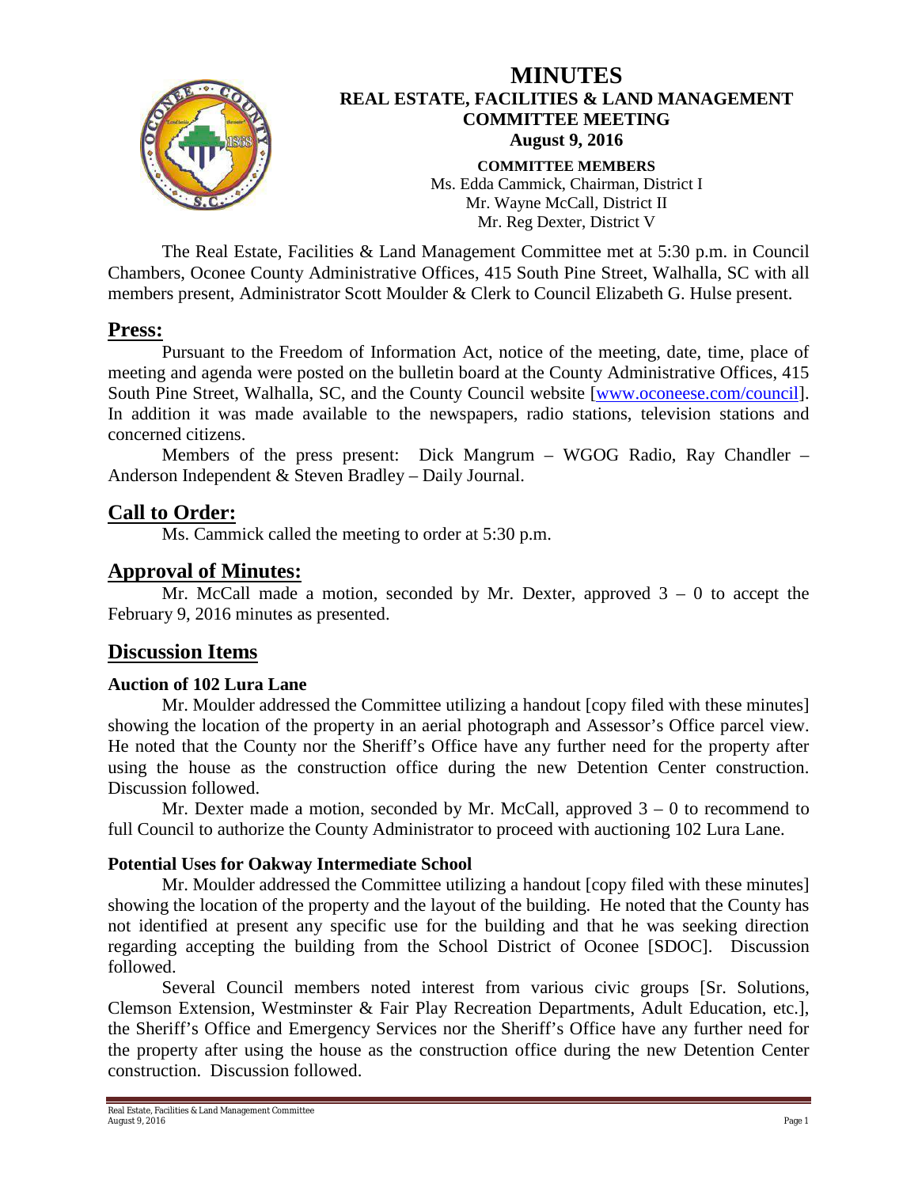# MINUTES
## REAL ESTATE, FACILITIES & LAND MANAGEMENT COMMITTEE MEETING
### August 9, 2016

**COMMITTEE MEMBERS**
Ms. Edda Cammick, Chairman, District I
Mr. Wayne McCall, District II
Mr. Reg Dexter, District V

The Real Estate, Facilities & Land Management Committee met at 5:30 p.m. in Council Chambers, Oconee County Administrative Offices, 415 South Pine Street, Walhalla, SC with all members present, Administrator Scott Moulder & Clerk to Council Elizabeth G. Hulse present.

## Press:

Pursuant to the Freedom of Information Act, notice of the meeting, date, time, place of meeting and agenda were posted on the bulletin board at the County Administrative Offices, 415 South Pine Street, Walhalla, SC, and the County Council website [www.oconeese.com/council]. In addition it was made available to the newspapers, radio stations, television stations and concerned citizens.

Members of the press present: Dick Mangrum – WGOG Radio, Ray Chandler – Anderson Independent & Steven Bradley – Daily Journal.

## Call to Order:

Ms. Cammick called the meeting to order at 5:30 p.m.

## Approval of Minutes:

Mr. McCall made a motion, seconded by Mr. Dexter, approved 3 – 0 to accept the February 9, 2016 minutes as presented.

## Discussion Items

### Auction of 102 Lura Lane

Mr. Moulder addressed the Committee utilizing a handout [copy filed with these minutes] showing the location of the property in an aerial photograph and Assessor's Office parcel view. He noted that the County nor the Sheriff's Office have any further need for the property after using the house as the construction office during the new Detention Center construction. Discussion followed.

Mr. Dexter made a motion, seconded by Mr. McCall, approved 3 – 0 to recommend to full Council to authorize the County Administrator to proceed with auctioning 102 Lura Lane.

### Potential Uses for Oakway Intermediate School

Mr. Moulder addressed the Committee utilizing a handout [copy filed with these minutes] showing the location of the property and the layout of the building. He noted that the County has not identified at present any specific use for the building and that he was seeking direction regarding accepting the building from the School District of Oconee [SDOC]. Discussion followed.

Several Council members noted interest from various civic groups [Sr. Solutions, Clemson Extension, Westminster & Fair Play Recreation Departments, Adult Education, etc.], the Sheriff's Office and Emergency Services nor the Sheriff's Office have any further need for the property after using the house as the construction office during the new Detention Center construction. Discussion followed.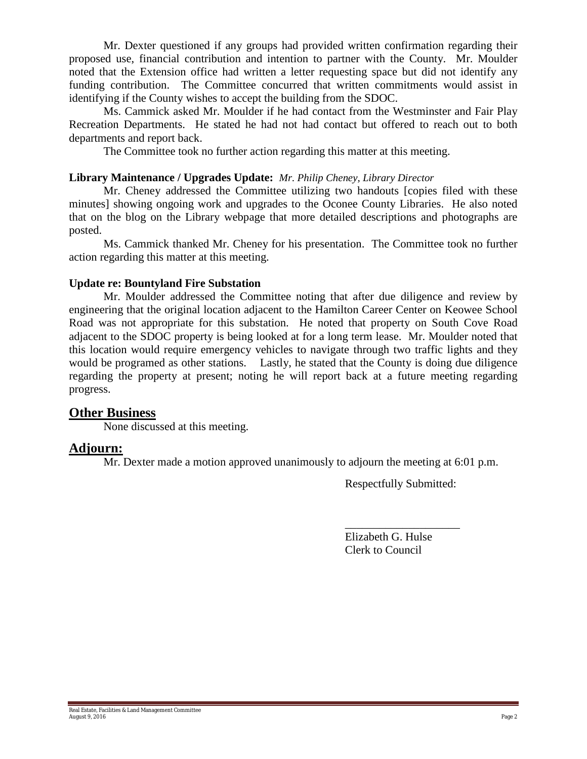Mr. Dexter questioned if any groups had provided written confirmation regarding their proposed use, financial contribution and intention to partner with the County. Mr. Moulder noted that the Extension office had written a letter requesting space but did not identify any funding contribution. The Committee concurred that written commitments would assist in identifying if the County wishes to accept the building from the SDOC.

Ms. Cammick asked Mr. Moulder if he had contact from the Westminster and Fair Play Recreation Departments. He stated he had not had contact but offered to reach out to both departments and report back.

The Committee took no further action regarding this matter at this meeting.

**Library Maintenance / Upgrades Update:** *Mr. Philip Cheney, Library Director*

Mr. Cheney addressed the Committee utilizing two handouts [copies filed with these minutes] showing ongoing work and upgrades to the Oconee County Libraries. He also noted that on the blog on the Library webpage that more detailed descriptions and photographs are posted.

Ms. Cammick thanked Mr. Cheney for his presentation. The Committee took no further action regarding this matter at this meeting.

**Update re: Bountyland Fire Substation**

Mr. Moulder addressed the Committee noting that after due diligence and review by engineering that the original location adjacent to the Hamilton Career Center on Keowee School Road was not appropriate for this substation. He noted that property on South Cove Road adjacent to the SDOC property is being looked at for a long term lease. Mr. Moulder noted that this location would require emergency vehicles to navigate through two traffic lights and they would be programed as other stations. Lastly, he stated that the County is doing due diligence regarding the property at present; noting he will report back at a future meeting regarding progress.

## Other Business

None discussed at this meeting.

## Adjourn:

Mr. Dexter made a motion approved unanimously to adjourn the meeting at 6:01 p.m.

Respectfully Submitted:

____________________

Elizabeth G. Hulse
Clerk to Council